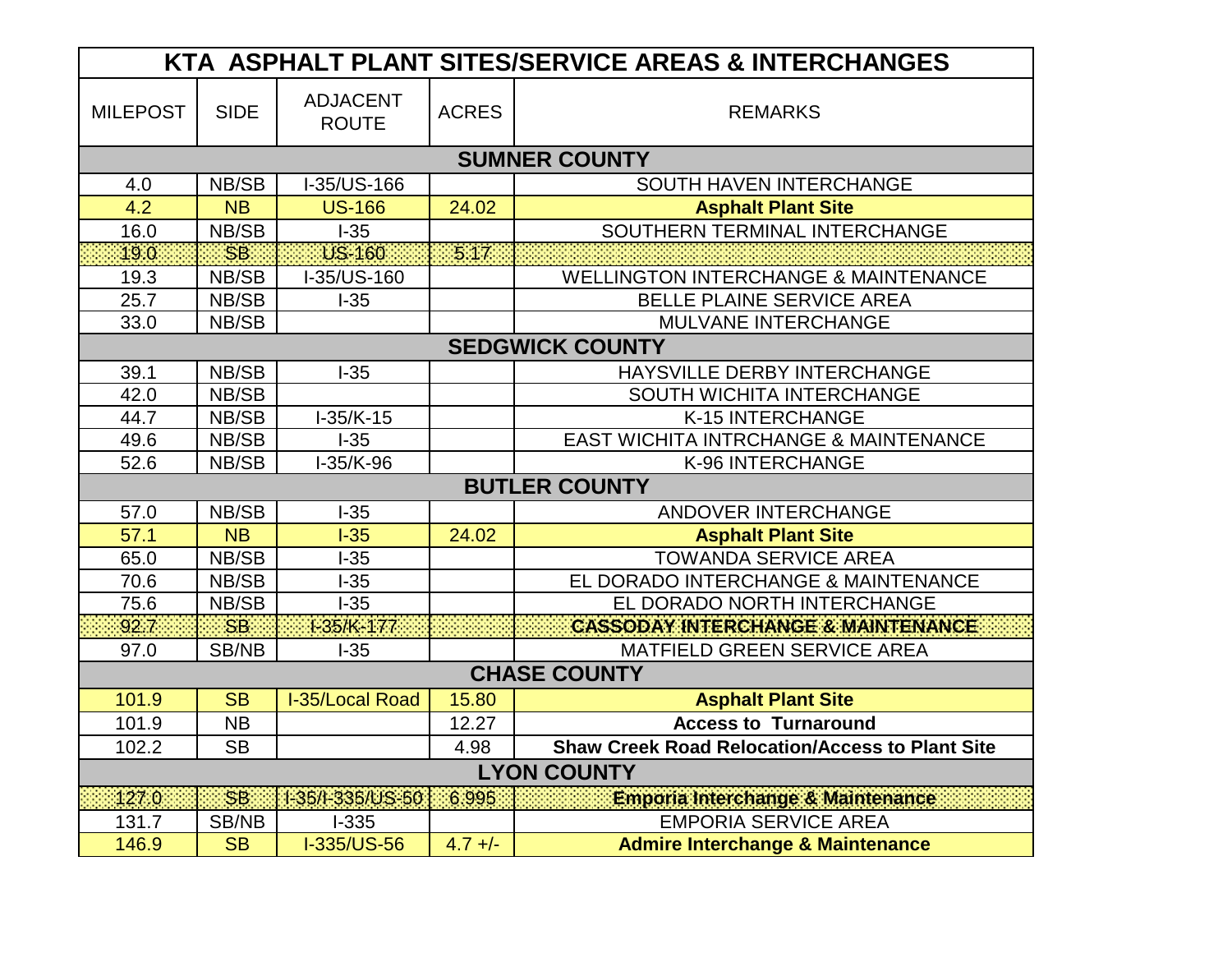# KTA ASPHALT PLANT SITES/SERVICE AREAS & INTERCHANGES

| MILEPOST | SIDE | ADJACENT ROUTE | ACRES | REMARKS |
|---|---|---|---|---|
| **SUMNER COUNTY** | | | | |
| 4.0 | NB/SB | I-35/US-166 | | SOUTH HAVEN INTERCHANGE |
| 4.2 | NB | US-166 | 24.02 | **Asphalt Plant Site** |
| 16.0 | NB/SB | I-35 | | SOUTHERN TERMINAL INTERCHANGE |
| 19.0 | SB | US-160 | 5.17 | |
| 19.3 | NB/SB | I-35/US-160 | | WELLINGTON INTERCHANGE & MAINTENANCE |
| 25.7 | NB/SB | I-35 | | BELLE PLAINE SERVICE AREA |
| 33.0 | NB/SB | | | MULVANE INTERCHANGE |
| **SEDGWICK COUNTY** | | | | |
| 39.1 | NB/SB | I-35 | | HAYSVILLE DERBY INTERCHANGE |
| 42.0 | NB/SB | | | SOUTH WICHITA INTERCHANGE |
| 44.7 | NB/SB | I-35/K-15 | | K-15 INTERCHANGE |
| 49.6 | NB/SB | I-35 | | EAST WICHITA INTRCHANGE & MAINTENANCE |
| 52.6 | NB/SB | I-35/K-96 | | K-96 INTERCHANGE |
| **BUTLER COUNTY** | | | | |
| 57.0 | NB/SB | I-35 | | ANDOVER INTERCHANGE |
| 57.1 | NB | I-35 | 24.02 | **Asphalt Plant Site** |
| 65.0 | NB/SB | I-35 | | TOWANDA SERVICE AREA |
| 70.6 | NB/SB | I-35 | | EL DORADO INTERCHANGE & MAINTENANCE |
| 75.6 | NB/SB | I-35 | | EL DORADO NORTH INTERCHANGE |
| 92.7 | SB | I-35/K-177 | | **CASSODAY INTERCHANGE & MAINTENANCE** |
| 97.0 | SB/NB | I-35 | | MATFIELD GREEN SERVICE AREA |
| **CHASE COUNTY** | | | | |
| 101.9 | SB | I-35/Local Road | 15.80 | **Asphalt Plant Site** |
| 101.9 | NB | | 12.27 | **Access to Turnaround** |
| 102.2 | SB | | 4.98 | **Shaw Creek Road Relocation/Access to Plant Site** |
| **LYON COUNTY** | | | | |
| 127.0 | SB | I-35/I-335/US-50 | 6.995 | **Emporia Interchange & Maintenance** |
| 131.7 | SB/NB | I-335 | | EMPORIA SERVICE AREA |
| 146.9 | SB | I-335/US-56 | 4.7 +/- | **Admire Interchange & Maintenance** |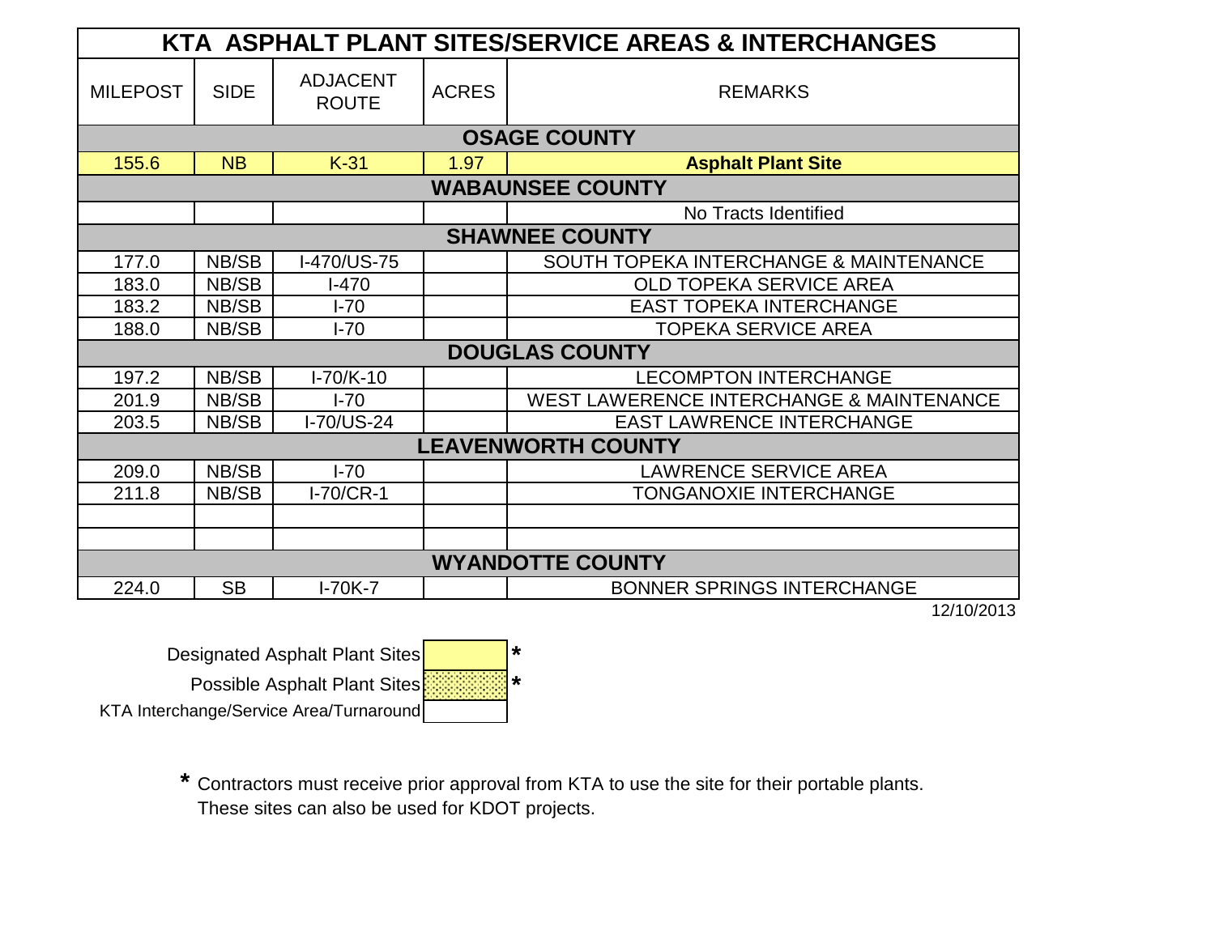| KTA ASPHALT PLANT SITES/SERVICE AREAS & INTERCHANGES | | | | |
|---|---|---|---|---|
| MILEPOST | SIDE | ADJACENT ROUTE | ACRES | REMARKS |
| **OSAGE COUNTY** | | | | |
| 155.6 | NB | K-31 | 1.97 | **Asphalt Plant Site** |
| **WABAUNSEE COUNTY** | | | | |
| | | | | No Tracts Identified |
| **SHAWNEE COUNTY** | | | | |
| 177.0 | NB/SB | I-470/US-75 | | SOUTH TOPEKA INTERCHANGE & MAINTENANCE |
| 183.0 | NB/SB | I-470 | | OLD TOPEKA SERVICE AREA |
| 183.2 | NB/SB | I-70 | | EAST TOPEKA INTERCHANGE |
| 188.0 | NB/SB | I-70 | | TOPEKA SERVICE AREA |
| **DOUGLAS COUNTY** | | | | |
| 197.2 | NB/SB | I-70/K-10 | | LECOMPTON INTERCHANGE |
| 201.9 | NB/SB | I-70 | | WEST LAWERENCE INTERCHANGE & MAINTENANCE |
| 203.5 | NB/SB | I-70/US-24 | | EAST LAWRENCE INTERCHANGE |
| **LEAVENWORTH COUNTY** | | | | |
| 209.0 | NB/SB | I-70 | | LAWRENCE SERVICE AREA |
| 211.8 | NB/SB | I-70/CR-1 | | TONGANOXIE INTERCHANGE |
| | | | | |
| | | | | |
| **WYANDOTTE COUNTY** | | | | |
| 224.0 | SB | I-70K-7 | | BONNER SPRINGS INTERCHANGE |

12/10/2013

Designated Asphalt Plant Sites *

Possible Asphalt Plant Sites *

KTA Interchange/Service Area/Turnaround

* Contractors must receive prior approval from KTA to use the site for their portable plants.
These sites can also be used for KDOT projects.